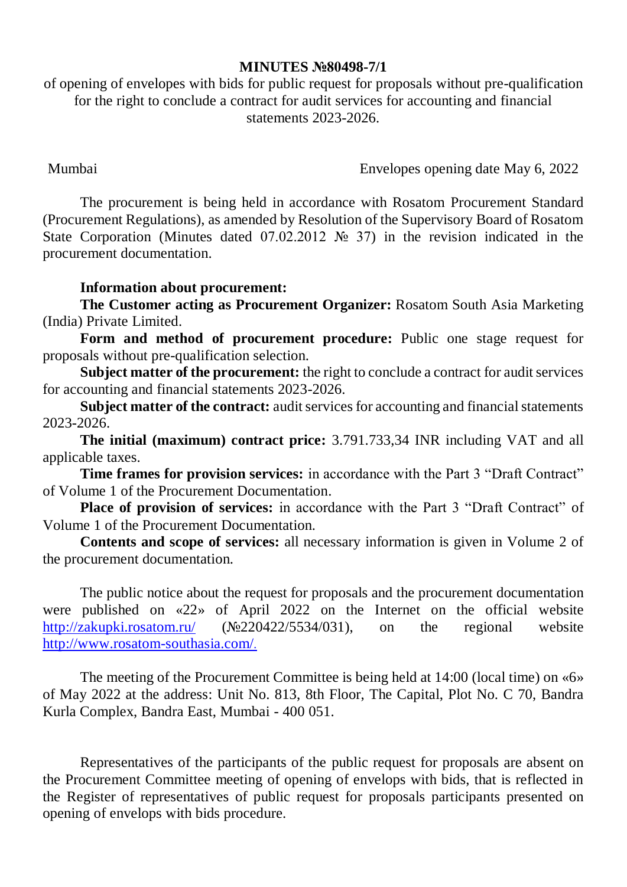**MINUTES №80498-7/1**

of opening of envelopes with bids for public request for proposals without pre-qualification for the right to conclude a contract for audit services for accounting and financial statements 2023-2026.

Mumbai Envelopes opening date May 6, 2022

The procurement is being held in accordance with Rosatom Procurement Standard (Procurement Regulations), as amended by Resolution of the Supervisory Board of Rosatom State Corporation (Minutes dated 07.02.2012 № 37) in the revision indicated in the procurement documentation.

**Information about procurement:**

**The Customer acting as Procurement Organizer:** Rosatom South Asia Marketing (India) Private Limited.

**Form and method of procurement procedure:** Public one stage request for proposals without pre-qualification selection.

**Subject matter of the procurement:** the right to conclude a contract for audit services for accounting and financial statements 2023-2026.

**Subject matter of the contract:** audit services for accounting and financial statements 2023-2026.

**The initial (maximum) contract price:** 3.791.733,34 INR including VAT and all applicable taxes.

**Time frames for provision services:** in accordance with the Part 3 "Draft Contract" of Volume 1 of the Procurement Documentation.

**Place of provision of services:** in accordance with the Part 3 "Draft Contract" of Volume 1 of the Procurement Documentation.

**Contents and scope of services:** all necessary information is given in Volume 2 of the procurement documentation.

The public notice about the request for proposals and the procurement documentation were published on «22» of April 2022 on the Internet on the official website [http://zakupki.rosatom.ru/](http://zakupki.rosatom.ru/) (№220422/5534/031), on the regional website [http://www.rosatom-southasia.com/](http://www.rosatom-southasia.com/).

The meeting of the Procurement Committee is being held at 14:00 (local time) on «6» of May 2022 at the address: Unit No. 813, 8th Floor, The Capital, Plot No. C 70, Bandra Kurla Complex, Bandra East, Mumbai - 400 051.

Representatives of the participants of the public request for proposals are absent on the Procurement Committee meeting of opening of envelops with bids, that is reflected in the Register of representatives of public request for proposals participants presented on opening of envelops with bids procedure.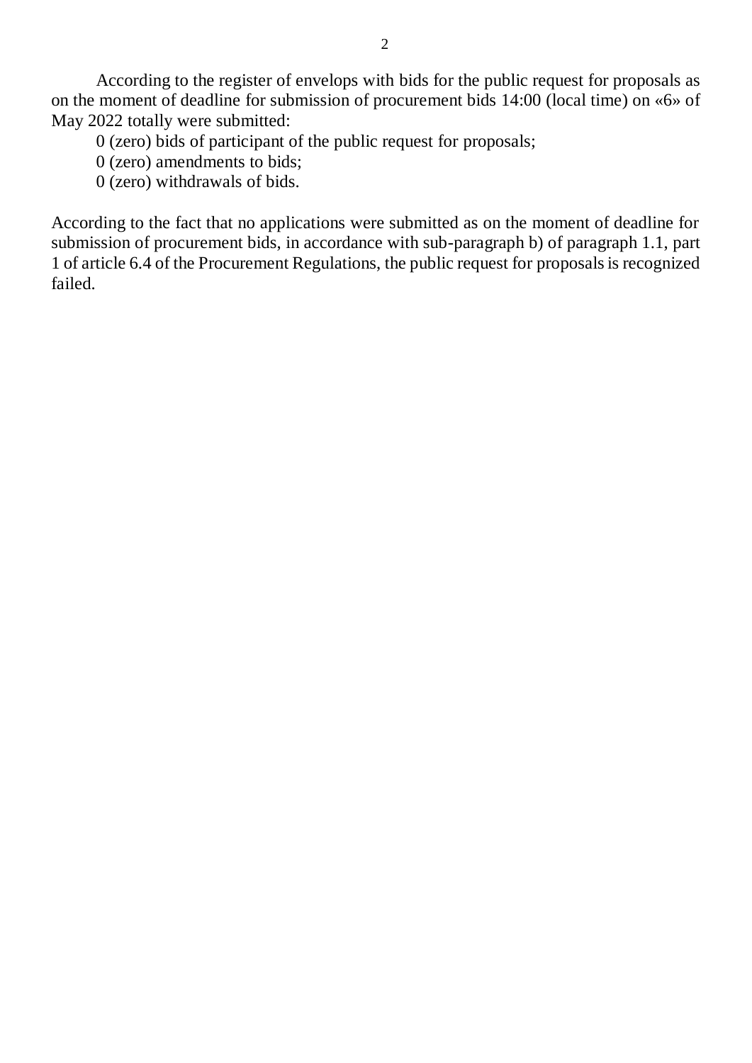According to the register of envelops with bids for the public request for proposals as on the moment of deadline for submission of procurement bids 14:00 (local time) on «6» of May 2022 totally were submitted:

0 (zero) bids of participant of the public request for proposals;

0 (zero) amendments to bids;

0 (zero) withdrawals of bids.

According to the fact that no applications were submitted as on the moment of deadline for submission of procurement bids, in accordance with sub-paragraph b) of paragraph 1.1, part 1 of article 6.4 of the Procurement Regulations, the public request for proposals is recognized failed.